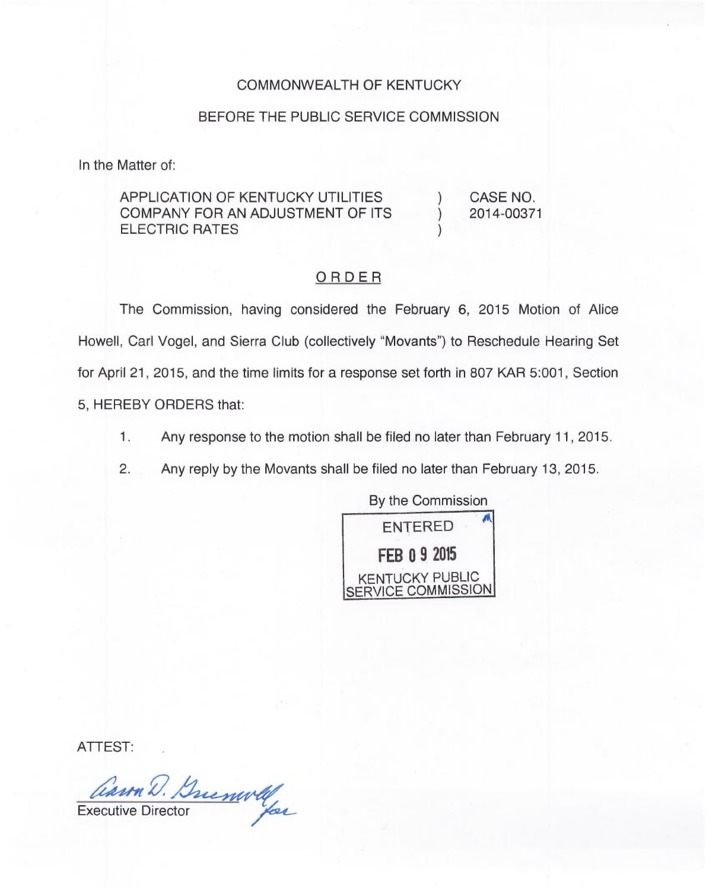COMMONWEALTH OF KENTUCKY

BEFORE THE PUBLIC SERVICE COMMISSION

In the Matter of:

APPLICATION OF KENTUCKY UTILITIES COMPANY FOR AN ADJUSTMENT OF ITS ELECTRIC RATES ) CASE NO. 2014-00371

## ORDER

The Commission, having considered the February 6, 2015 Motion of Alice Howell, Carl Vogel, and Sierra Club (collectively "Movants") to Reschedule Hearing Set for April 21, 2015, and the time limits for a response set forth in 807 KAR 5:001, Section 5, HEREBY ORDERS that:

1. Any response to the motion shall be filed no later than February 11, 2015.
2. Any reply by the Movants shall be filed no later than February 13, 2015.

By the Commission

ENTERED

FEB 09 2015

KENTUCKY PUBLIC SERVICE COMMISSION

ATTEST:

Aaron D. Greenwell for

Executive Director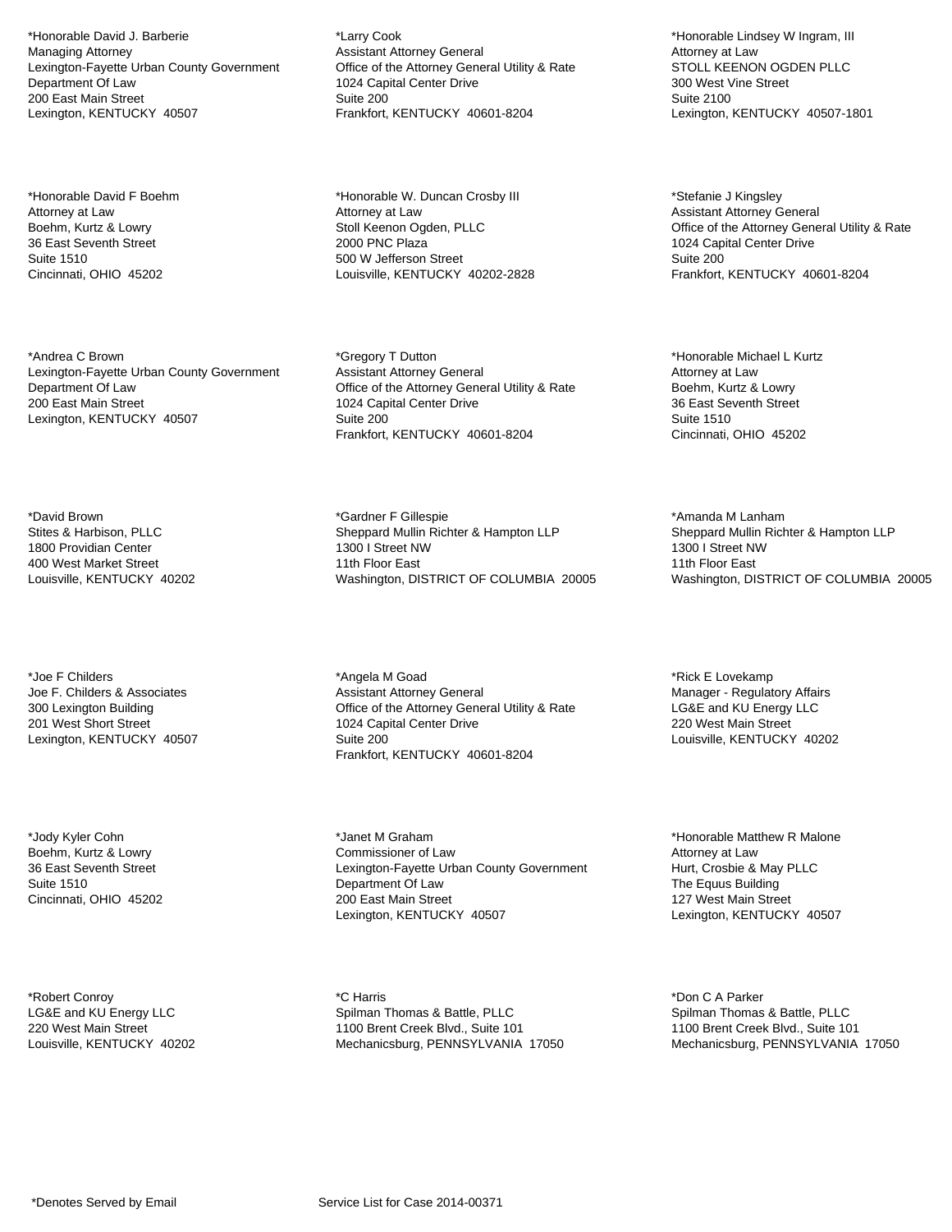*Honorable David J. Barberie
Managing Attorney
Lexington-Fayette Urban County Government
Department Of Law
200 East Main Street
Lexington, KENTUCKY  40507

*Honorable David F Boehm
Attorney at Law
Boehm, Kurtz & Lowry
36 East Seventh Street
Suite 1510
Cincinnati, OHIO  45202

*Andrea C Brown
Lexington-Fayette Urban County Government
Department Of Law
200 East Main Street
Lexington, KENTUCKY  40507

*David Brown
Stites & Harbison, PLLC
1800 Providian Center
400 West Market Street
Louisville, KENTUCKY  40202

*Joe F Childers
Joe F. Childers & Associates
300 Lexington Building
201 West Short Street
Lexington, KENTUCKY  40507

*Jody Kyler Cohn
Boehm, Kurtz & Lowry
36 East Seventh Street
Suite 1510
Cincinnati, OHIO  45202

*Robert Conroy
LG&E and KU Energy LLC
220 West Main Street
Louisville, KENTUCKY  40202

*Larry Cook
Assistant Attorney General
Office of the Attorney General Utility & Rate
1024 Capital Center Drive
Suite 200
Frankfort, KENTUCKY  40601-8204

*Honorable W. Duncan Crosby III
Attorney at Law
Stoll Keenon Ogden, PLLC
2000 PNC Plaza
500 W Jefferson Street
Louisville, KENTUCKY  40202-2828

*Gregory T Dutton
Assistant Attorney General
Office of the Attorney General Utility & Rate
1024 Capital Center Drive
Suite 200
Frankfort, KENTUCKY  40601-8204

*Gardner F Gillespie
Sheppard Mullin Richter & Hampton LLP
1300 I Street NW
11th Floor East
Washington, DISTRICT OF COLUMBIA  20005

*Angela M Goad
Assistant Attorney General
Office of the Attorney General Utility & Rate
1024 Capital Center Drive
Suite 200
Frankfort, KENTUCKY  40601-8204

*Janet M Graham
Commissioner of Law
Lexington-Fayette Urban County Government
Department Of Law
200 East Main Street
Lexington, KENTUCKY  40507

*C Harris
Spilman Thomas & Battle, PLLC
1100 Brent Creek Blvd., Suite 101
Mechanicsburg, PENNSYLVANIA  17050

*Honorable Lindsey W Ingram, III
Attorney at Law
STOLL KEENON OGDEN PLLC
300 West Vine Street
Suite 2100
Lexington, KENTUCKY  40507-1801

*Stefanie J Kingsley
Assistant Attorney General
Office of the Attorney General Utility & Rate
1024 Capital Center Drive
Suite 200
Frankfort, KENTUCKY  40601-8204

*Honorable Michael L Kurtz
Attorney at Law
Boehm, Kurtz & Lowry
36 East Seventh Street
Suite 1510
Cincinnati, OHIO  45202

*Amanda M Lanham
Sheppard Mullin Richter & Hampton LLP
1300 I Street NW
11th Floor East
Washington, DISTRICT OF COLUMBIA  20005

*Rick E Lovekamp
Manager - Regulatory Affairs
LG&E and KU Energy LLC
220 West Main Street
Louisville, KENTUCKY  40202

*Honorable Matthew R Malone
Attorney at Law
Hurt, Crosbie & May PLLC
The Equus Building
127 West Main Street
Lexington, KENTUCKY  40507

*Don C A Parker
Spilman Thomas & Battle, PLLC
1100 Brent Creek Blvd., Suite 101
Mechanicsburg, PENNSYLVANIA  17050

*Denotes Served by Email

Service List for Case 2014-00371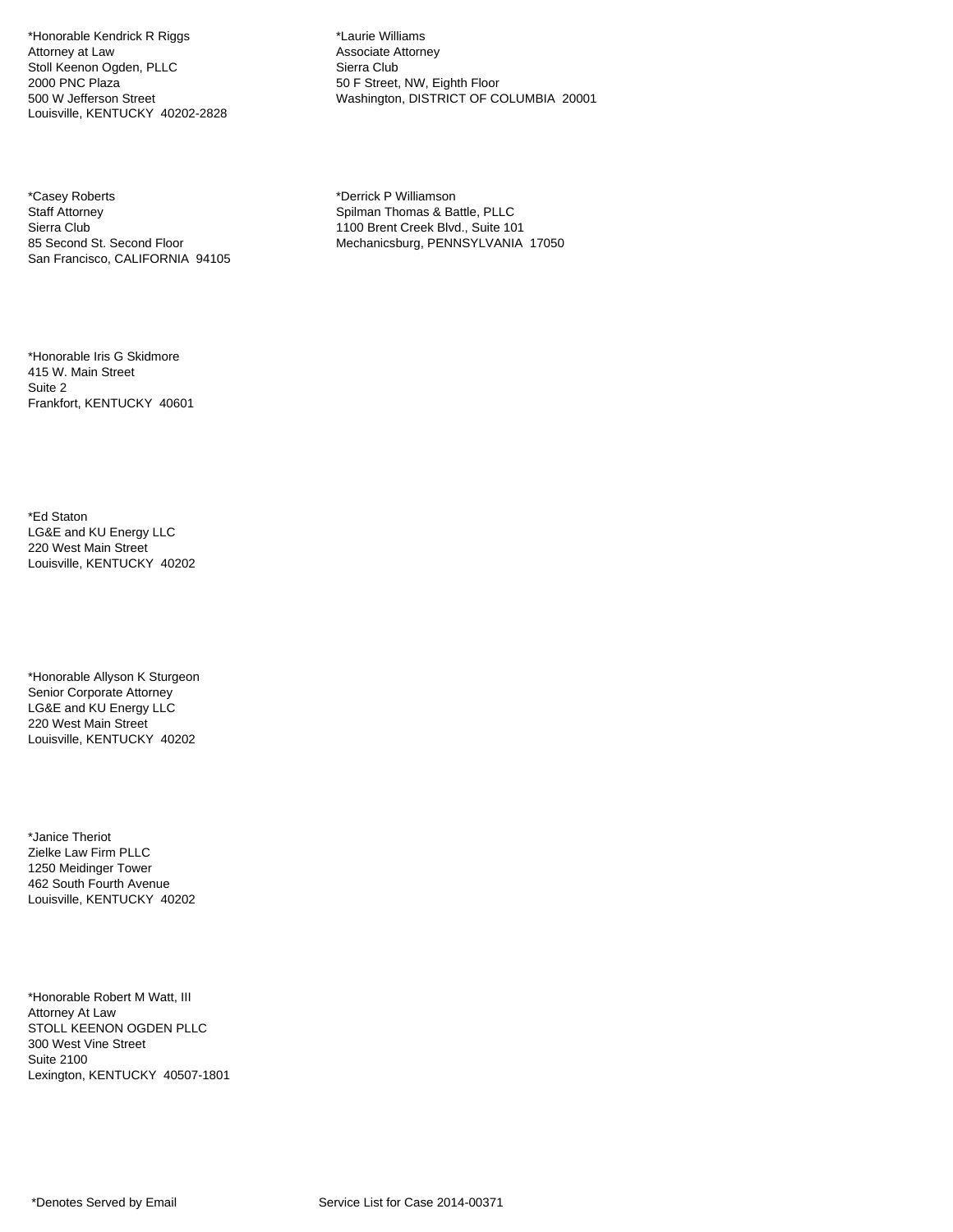*Honorable Kendrick R Riggs
Attorney at Law
Stoll Keenon Ogden, PLLC
2000 PNC Plaza
500 W Jefferson Street
Louisville, KENTUCKY 40202-2828

*Laurie Williams
Associate Attorney
Sierra Club
50 F Street, NW, Eighth Floor
Washington, DISTRICT OF COLUMBIA 20001

*Casey Roberts
Staff Attorney
Sierra Club
85 Second St. Second Floor
San Francisco, CALIFORNIA 94105

*Derrick P Williamson
Spilman Thomas & Battle, PLLC
1100 Brent Creek Blvd., Suite 101
Mechanicsburg, PENNSYLVANIA 17050

*Honorable Iris G Skidmore
415 W. Main Street
Suite 2
Frankfort, KENTUCKY 40601

*Ed Staton
LG&E and KU Energy LLC
220 West Main Street
Louisville, KENTUCKY 40202

*Honorable Allyson K Sturgeon
Senior Corporate Attorney
LG&E and KU Energy LLC
220 West Main Street
Louisville, KENTUCKY 40202

*Janice Theriot
Zielke Law Firm PLLC
1250 Meidinger Tower
462 South Fourth Avenue
Louisville, KENTUCKY 40202

*Honorable Robert M Watt, III
Attorney At Law
STOLL KEENON OGDEN PLLC
300 West Vine Street
Suite 2100
Lexington, KENTUCKY 40507-1801

*Denotes Served by Email

Service List for Case 2014-00371